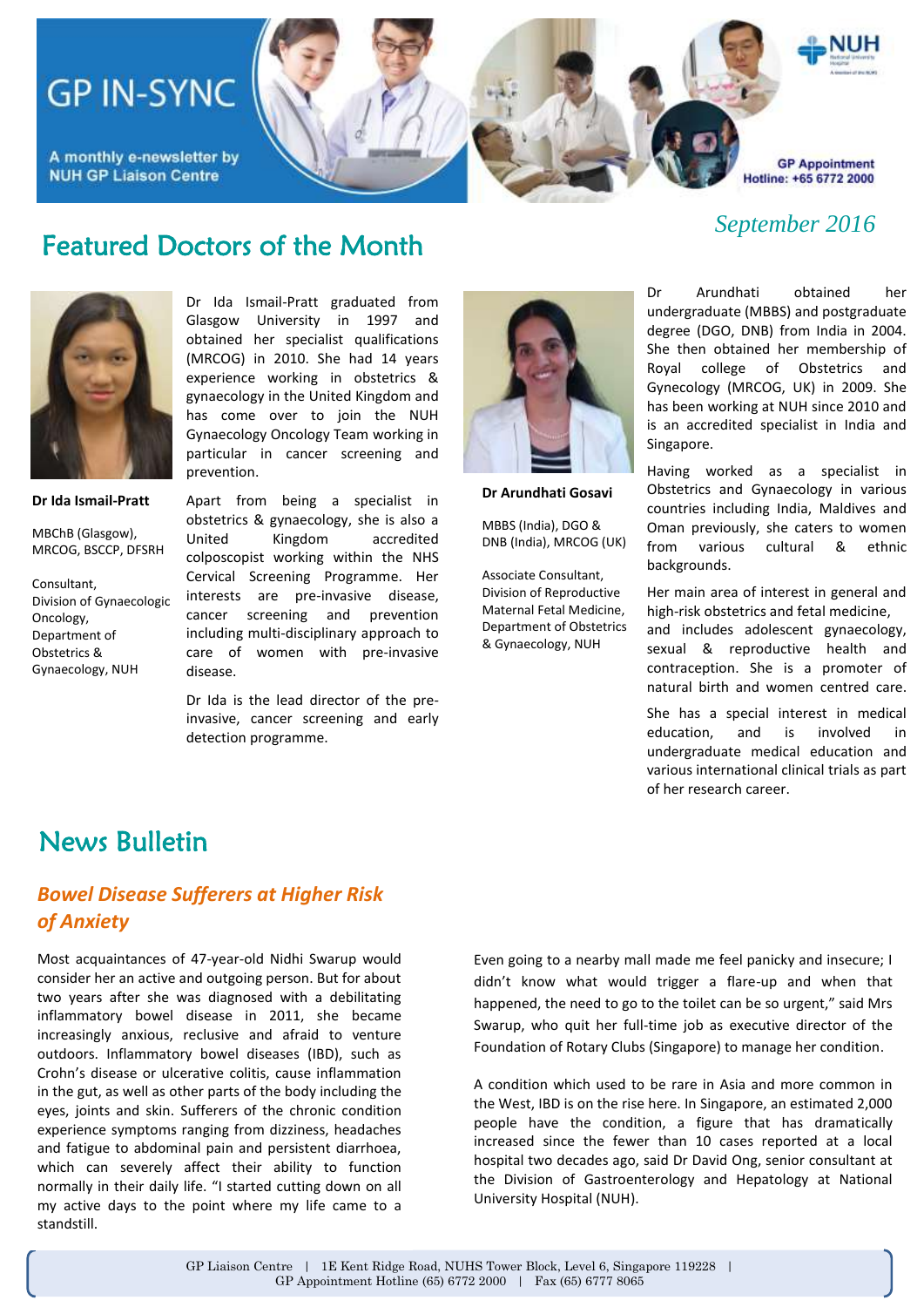# GP IN-SYNC

A monthly e-newsletter by NUH GP Liaison Centre

GP Appointment Hotline: +65 6772 2000

*September 2016*

## Featured Doctors of the Month

**Dr Ida Ismail-Pratt**

MBChB (Glasgow), MRCOG, BSCCP, DFSRH

Consultant, Division of Gynaecologic Oncology, Department of Obstetrics & Gynaecology, NUH

Dr Ida Ismail-Pratt graduated from Glasgow University in 1997 and obtained her specialist qualifications (MRCOG) in 2010. She had 14 years experience working in obstetrics & gynaecology in the United Kingdom and has come over to join the NUH Gynaecology Oncology Team working in particular in cancer screening and prevention.

Apart from being a specialist in obstetrics & gynaecology, she is also a United Kingdom accredited colposcopist working within the NHS Cervical Screening Programme. Her interests are pre-invasive disease, cancer screening and prevention including multi-disciplinary approach to care of women with pre-invasive disease.

Dr Ida is the lead director of the pre-invasive, cancer screening and early detection programme.

**Dr Arundhati Gosavi**

MBBS (India), DGO & DNB (India), MRCOG (UK)

Associate Consultant, Division of Reproductive Maternal Fetal Medicine, Department of Obstetrics & Gynaecology, NUH

Dr Arundhati obtained her undergraduate (MBBS) and postgraduate degree (DGO, DNB) from India in 2004. She then obtained her membership of Royal college of Obstetrics and Gynecology (MRCOG, UK) in 2009. She has been working at NUH since 2010 and is an accredited specialist in India and Singapore.

Having worked as a specialist in Obstetrics and Gynaecology in various countries including India, Maldives and Oman previously, she caters to women from various cultural & ethnic backgrounds.

Her main area of interest in general and high-risk obstetrics and fetal medicine, and includes adolescent gynaecology, sexual & reproductive health and contraception. She is a promoter of natural birth and women centred care.

She has a special interest in medical education, and is involved in undergraduate medical education and various international clinical trials as part of her research career.

## News Bulletin

### *Bowel Disease Sufferers at Higher Risk of Anxiety*

Most acquaintances of 47-year-old Nidhi Swarup would consider her an active and outgoing person. But for about two years after she was diagnosed with a debilitating inflammatory bowel disease in 2011, she became increasingly anxious, reclusive and afraid to venture outdoors. Inflammatory bowel diseases (IBD), such as Crohn's disease or ulcerative colitis, cause inflammation in the gut, as well as other parts of the body including the eyes, joints and skin. Sufferers of the chronic condition experience symptoms ranging from dizziness, headaches and fatigue to abdominal pain and persistent diarrhoea, which can severely affect their ability to function normally in their daily life. "I started cutting down on all my active days to the point where my life came to a standstill.

Even going to a nearby mall made me feel panicky and insecure; I didn't know what would trigger a flare-up and when that happened, the need to go to the toilet can be so urgent," said Mrs Swarup, who quit her full-time job as executive director of the Foundation of Rotary Clubs (Singapore) to manage her condition.

A condition which used to be rare in Asia and more common in the West, IBD is on the rise here. In Singapore, an estimated 2,000 people have the condition, a figure that has dramatically increased since the fewer than 10 cases reported at a local hospital two decades ago, said Dr David Ong, senior consultant at the Division of Gastroenterology and Hepatology at National University Hospital (NUH).

GP Liaison Centre | 1E Kent Ridge Road, NUHS Tower Block, Level 6, Singapore 119228 | GP Appointment Hotline (65) 6772 2000 | Fax (65) 6777 8065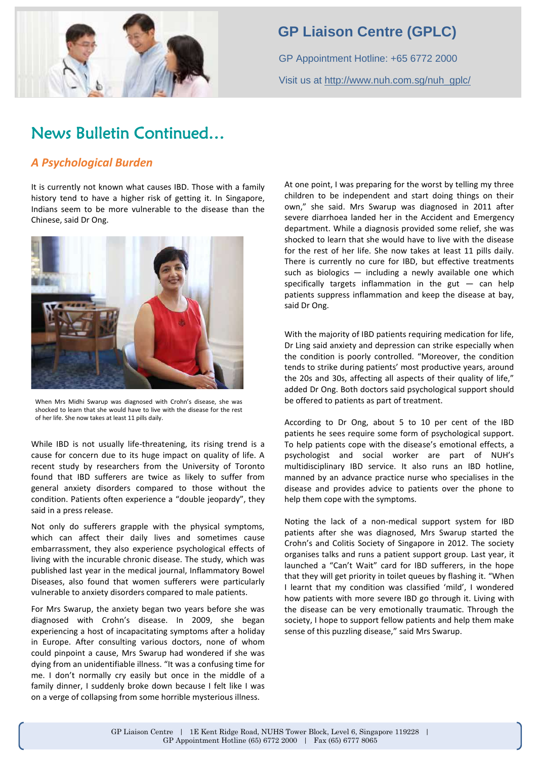# News Bulletin Continued…

## *A Psychological Burden*

It is currently not known what causes IBD. Those with a family history tend to have a higher risk of getting it. In Singapore, Indians seem to be more vulnerable to the disease than the Chinese, said Dr Ong.

When Mrs Midhi Swarup was diagnosed with Crohn's disease, she was shocked to learn that she would have to live with the disease for the rest of her life. She now takes at least 11 pills daily.

While IBD is not usually life-threatening, its rising trend is a cause for concern due to its huge impact on quality of life. A recent study by researchers from the University of Toronto found that IBD sufferers are twice as likely to suffer from general anxiety disorders compared to those without the condition. Patients often experience a "double jeopardy", they said in a press release.

Not only do sufferers grapple with the physical symptoms, which can affect their daily lives and sometimes cause embarrassment, they also experience psychological effects of living with the incurable chronic disease. The study, which was published last year in the medical journal, Inflammatory Bowel Diseases, also found that women sufferers were particularly vulnerable to anxiety disorders compared to male patients.

For Mrs Swarup, the anxiety began two years before she was diagnosed with Crohn's disease. In 2009, she began experiencing a host of incapacitating symptoms after a holiday in Europe. After consulting various doctors, none of whom could pinpoint a cause, Mrs Swarup had wondered if she was dying from an unidentifiable illness. "It was a confusing time for me. I don't normally cry easily but once in the middle of a family dinner, I suddenly broke down because I felt like I was on a verge of collapsing from some horrible mysterious illness. At one point, I was preparing for the worst by telling my three children to be independent and start doing things on their own," she said. Mrs Swarup was diagnosed in 2011 after severe diarrhoea landed her in the Accident and Emergency department. While a diagnosis provided some relief, she was shocked to learn that she would have to live with the disease for the rest of her life. She now takes at least 11 pills daily. There is currently no cure for IBD, but effective treatments such as biologics — including a newly available one which specifically targets inflammation in the gut — can help patients suppress inflammation and keep the disease at bay, said Dr Ong.

With the majority of IBD patients requiring medication for life, Dr Ling said anxiety and depression can strike especially when the condition is poorly controlled. "Moreover, the condition tends to strike during patients' most productive years, around the 20s and 30s, affecting all aspects of their quality of life," added Dr Ong. Both doctors said psychological support should be offered to patients as part of treatment.

According to Dr Ong, about 5 to 10 per cent of the IBD patients he sees require some form of psychological support. To help patients cope with the disease's emotional effects, a psychologist and social worker are part of NUH's multidisciplinary IBD service. It also runs an IBD hotline, manned by an advance practice nurse who specialises in the disease and provides advice to patients over the phone to help them cope with the symptoms.

Noting the lack of a non-medical support system for IBD patients after she was diagnosed, Mrs Swarup started the Crohn's and Colitis Society of Singapore in 2012. The society organises talks and runs a patient support group. Last year, it launched a "Can't Wait" card for IBD sufferers, in the hope that they will get priority in toilet queues by flashing it. "When I learnt that my condition was classified 'mild', I wondered how patients with more severe IBD go through it. Living with the disease can be very emotionally traumatic. Through the society, I hope to support fellow patients and help them make sense of this puzzling disease," said Mrs Swarup.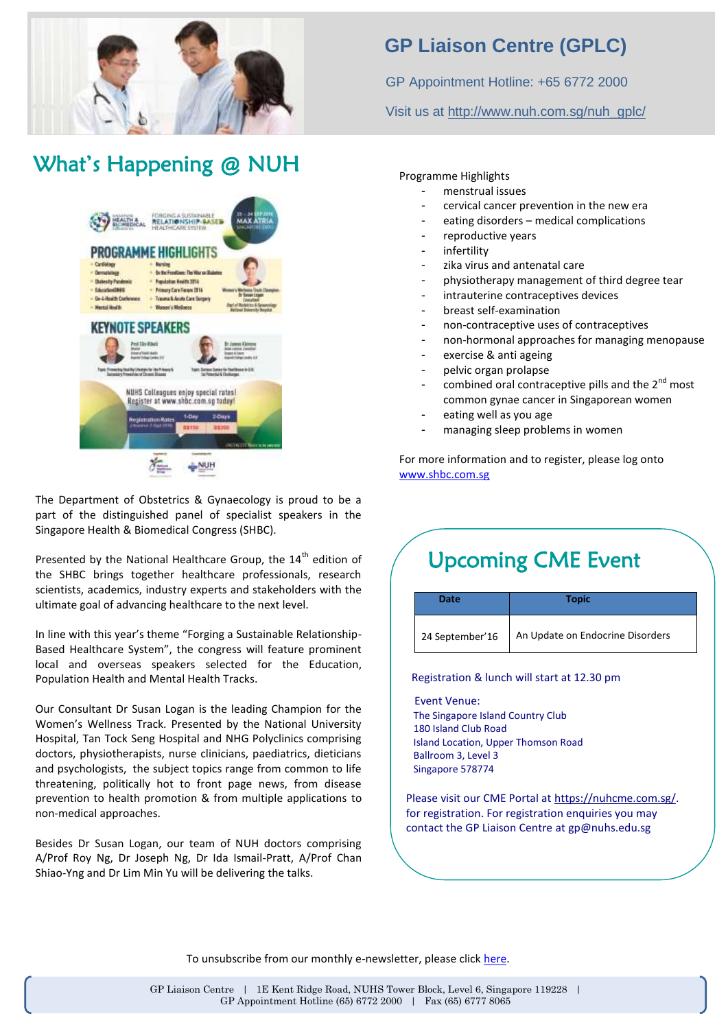# GP Liaison Centre (GPLC)

GP Appointment Hotline: +65 6772 2000

Visit us at http://www.nuh.com.sg/nuh_gplc/

## What's Happening @ NUH

The Department of Obstetrics & Gynaecology is proud to be a part of the distinguished panel of specialist speakers in the Singapore Health & Biomedical Congress (SHBC).

Presented by the National Healthcare Group, the 14th edition of the SHBC brings together healthcare professionals, research scientists, academics, industry experts and stakeholders with the ultimate goal of advancing healthcare to the next level.

In line with this year's theme "Forging a Sustainable Relationship-Based Healthcare System", the congress will feature prominent local and overseas speakers selected for the Education, Population Health and Mental Health Tracks.

Our Consultant Dr Susan Logan is the leading Champion for the Women's Wellness Track. Presented by the National University Hospital, Tan Tock Seng Hospital and NHG Polyclinics comprising doctors, physiotherapists, nurse clinicians, paediatrics, dieticians and psychologists, the subject topics range from common to life threatening, politically hot to front page news, from disease prevention to health promotion & from multiple applications to non-medical approaches.

Besides Dr Susan Logan, our team of NUH doctors comprising A/Prof Roy Ng, Dr Joseph Ng, Dr Ida Ismail-Pratt, A/Prof Chan Shiao-Yng and Dr Lim Min Yu will be delivering the talks.

Programme Highlights

- menstrual issues
- cervical cancer prevention in the new era
- eating disorders – medical complications
- reproductive years
- infertility
- zika virus and antenatal care
- physiotherapy management of third degree tear
- intrauterine contraceptives devices
- breast self-examination
- non-contraceptive uses of contraceptives
- non-hormonal approaches for managing menopause
- exercise & anti ageing
- pelvic organ prolapse
- combined oral contraceptive pills and the 2nd most common gynae cancer in Singaporean women
- eating well as you age
- managing sleep problems in women

For more information and to register, please log onto www.shbc.com.sg

## Upcoming CME Event

| Date | Topic |
|---|---|
| 24 September'16 | An Update on Endocrine Disorders |

Registration & lunch will start at 12.30 pm

Event Venue:
The Singapore Island Country Club
180 Island Club Road
Island Location, Upper Thomson Road
Ballroom 3, Level 3
Singapore 578774

Please visit our CME Portal at https://nuhcme.com.sg/. for registration. For registration enquiries you may contact the GP Liaison Centre at gp@nuhs.edu.sg

To unsubscribe from our monthly e-newsletter, please click here.

GP Liaison Centre | 1E Kent Ridge Road, NUHS Tower Block, Level 6, Singapore 119228 | GP Appointment Hotline (65) 6772 2000 | Fax (65) 6777 8065